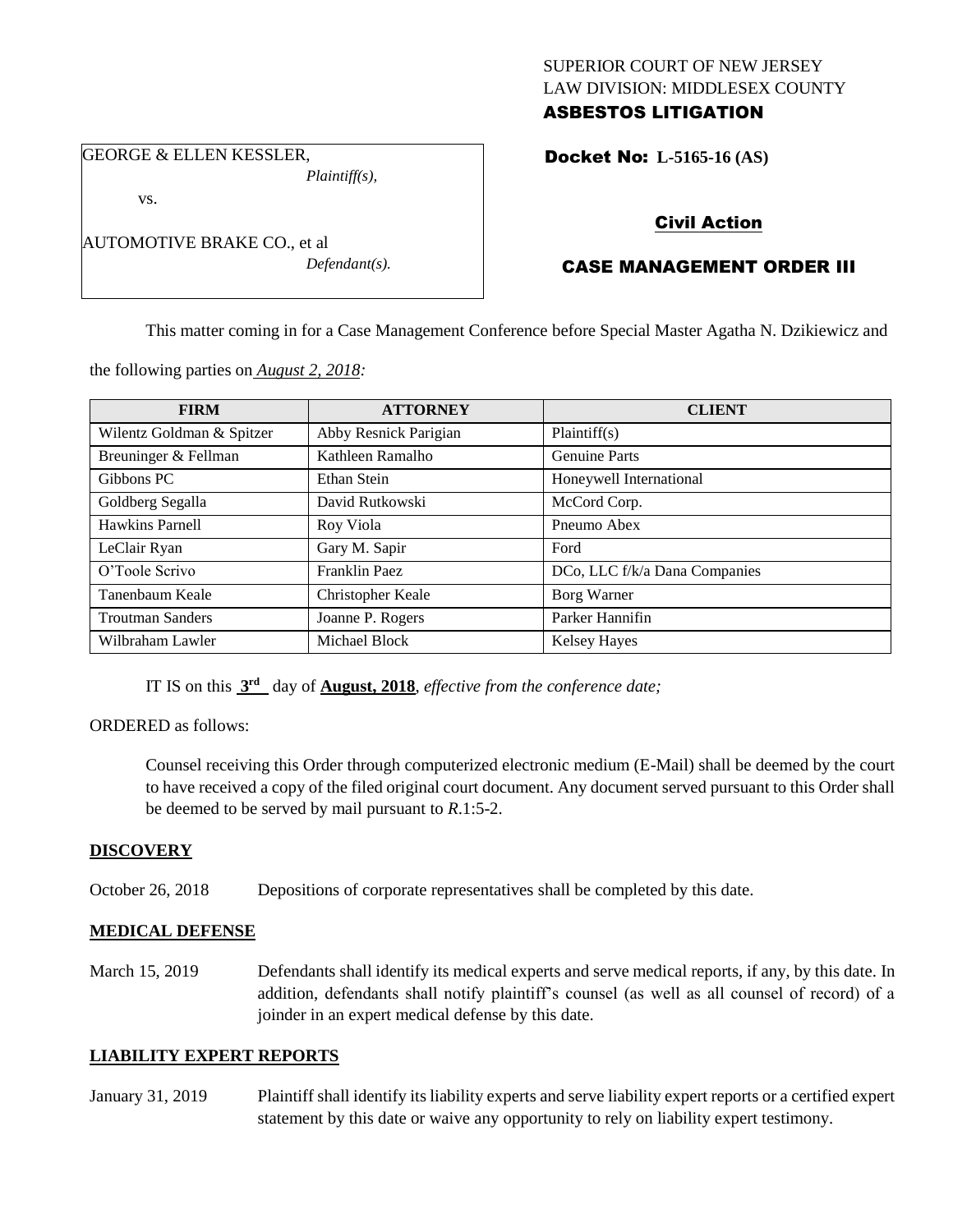SUPERIOR COURT OF NEW JERSEY
LAW DIVISION: MIDDLESEX COUNTY
**ASBESTOS LITIGATION**

GEORGE & ELLEN KESSLER,
*Plaintiff(s),*

vs.

AUTOMOTIVE BRAKE CO., et al
*Defendant(s).*

**Docket No: L-5165-16 (AS)**

**Civil Action**

**CASE MANAGEMENT ORDER III**

This matter coming in for a Case Management Conference before Special Master Agatha N. Dzikiewicz and the following parties on *August 2, 2018:*

| FIRM | ATTORNEY | CLIENT |
|---|---|---|
| Wilentz Goldman & Spitzer | Abby Resnick Parigian | Plaintiff(s) |
| Breuninger & Fellman | Kathleen Ramalho | Genuine Parts |
| Gibbons PC | Ethan Stein | Honeywell International |
| Goldberg Segalla | David Rutkowski | McCord Corp. |
| Hawkins Parnell | Roy Viola | Pneumo Abex |
| LeClair Ryan | Gary M. Sapir | Ford |
| O'Toole Scrivo | Franklin Paez | DCo, LLC f/k/a Dana Companies |
| Tanenbaum Keale | Christopher Keale | Borg Warner |
| Troutman Sanders | Joanne P. Rogers | Parker Hannifin |
| Wilbraham Lawler | Michael Block | Kelsey Hayes |

IT IS on this **3rd** day of **August, 2018**, *effective from the conference date;*

ORDERED as follows:

Counsel receiving this Order through computerized electronic medium (E-Mail) shall be deemed by the court to have received a copy of the filed original court document. Any document served pursuant to this Order shall be deemed to be served by mail pursuant to *R*.1:5-2.

**DISCOVERY**

October 26, 2018 Depositions of corporate representatives shall be completed by this date.

**MEDICAL DEFENSE**

March 15, 2019 Defendants shall identify its medical experts and serve medical reports, if any, by this date. In addition, defendants shall notify plaintiff's counsel (as well as all counsel of record) of a joinder in an expert medical defense by this date.

**LIABILITY EXPERT REPORTS**

January 31, 2019 Plaintiff shall identify its liability experts and serve liability expert reports or a certified expert statement by this date or waive any opportunity to rely on liability expert testimony.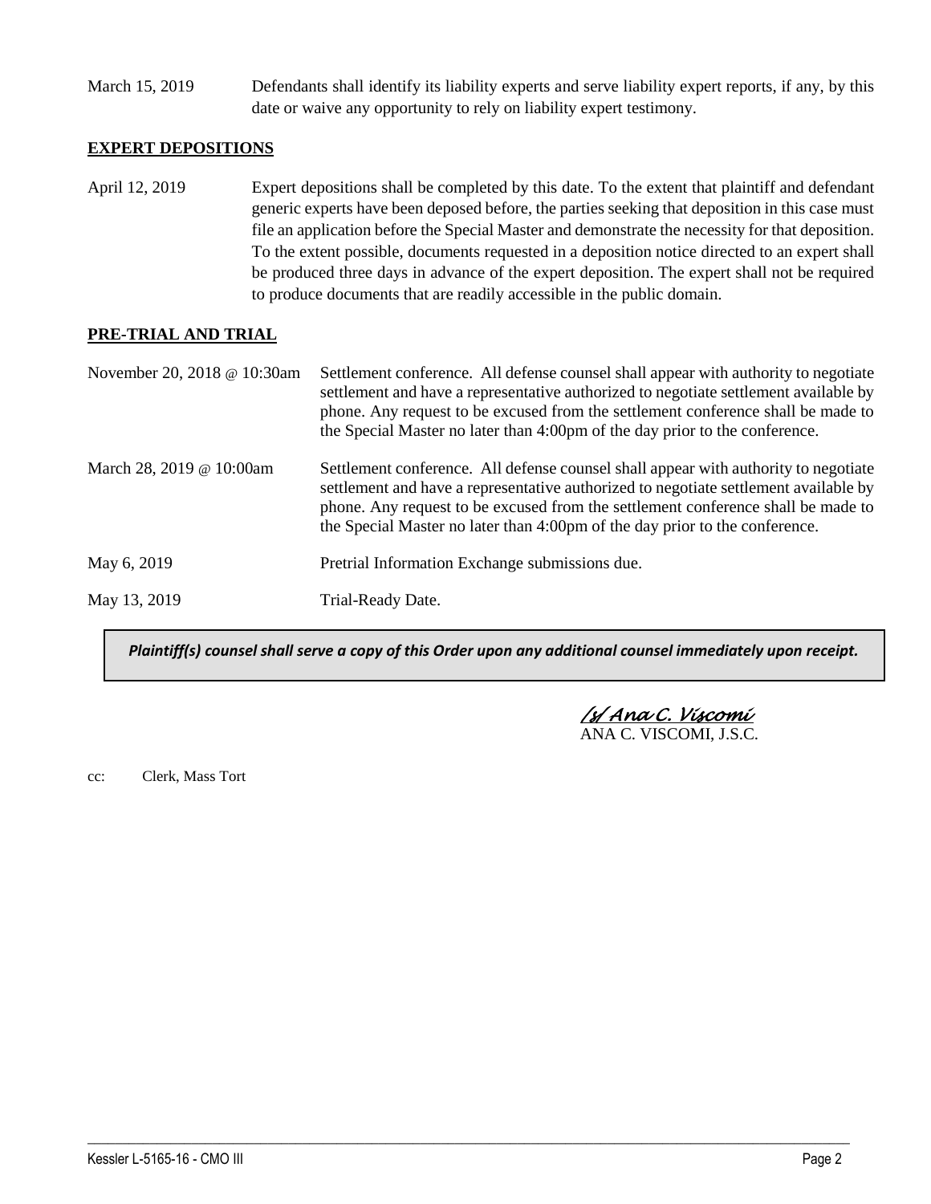March 15, 2019 Defendants shall identify its liability experts and serve liability expert reports, if any, by this date or waive any opportunity to rely on liability expert testimony.

**EXPERT DEPOSITIONS**

April 12, 2019 Expert depositions shall be completed by this date. To the extent that plaintiff and defendant generic experts have been deposed before, the parties seeking that deposition in this case must file an application before the Special Master and demonstrate the necessity for that deposition. To the extent possible, documents requested in a deposition notice directed to an expert shall be produced three days in advance of the expert deposition. The expert shall not be required to produce documents that are readily accessible in the public domain.

**PRE-TRIAL AND TRIAL**

| | |
|---|---|
| November 20, 2018 @ 10:30am | Settlement conference. All defense counsel shall appear with authority to negotiate settlement and have a representative authorized to negotiate settlement available by phone. Any request to be excused from the settlement conference shall be made to the Special Master no later than 4:00pm of the day prior to the conference. |
| March 28, 2019 @ 10:00am | Settlement conference. All defense counsel shall appear with authority to negotiate settlement and have a representative authorized to negotiate settlement available by phone. Any request to be excused from the settlement conference shall be made to the Special Master no later than 4:00pm of the day prior to the conference. |
| May 6, 2019 | Pretrial Information Exchange submissions due. |
| May 13, 2019 | Trial-Ready Date. |

***Plaintiff(s) counsel shall serve a copy of this Order upon any additional counsel immediately upon receipt.***

/s/ Ana C. Viscomi
ANA C. VISCOMI, J.S.C.

cc: Clerk, Mass Tort